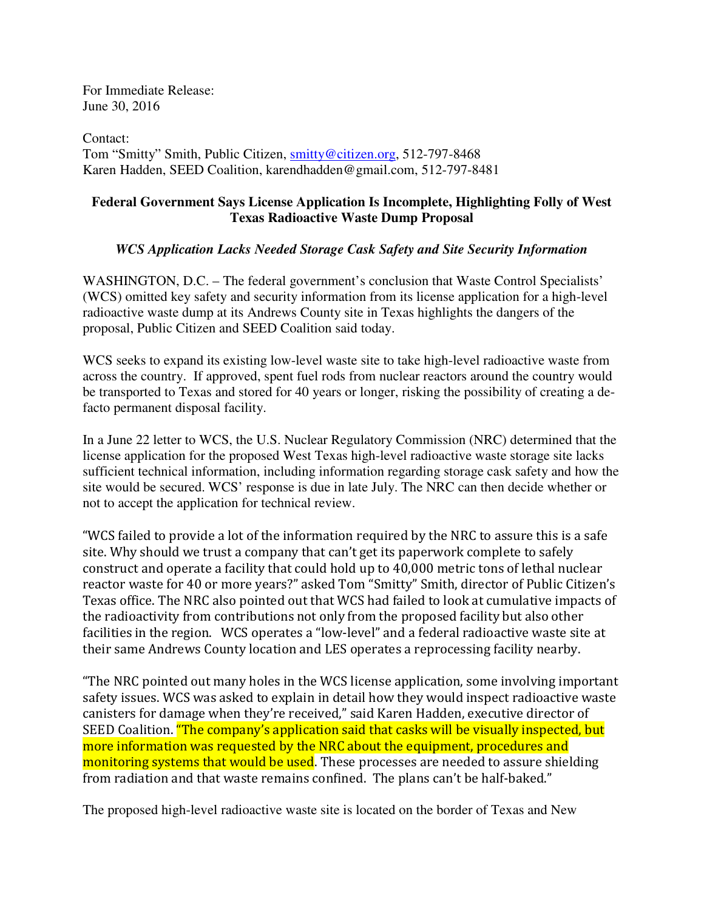For Immediate Release:
June 30, 2016

Contact:
Tom "Smitty" Smith, Public Citizen, smitty@citizen.org, 512-797-8468
Karen Hadden, SEED Coalition, karendhadden@gmail.com, 512-797-8481

**Federal Government Says License Application Is Incomplete, Highlighting Folly of West Texas Radioactive Waste Dump Proposal**

***WCS Application Lacks Needed Storage Cask Safety and Site Security Information***

WASHINGTON, D.C. – The federal government's conclusion that Waste Control Specialists' (WCS) omitted key safety and security information from its license application for a high-level radioactive waste dump at its Andrews County site in Texas highlights the dangers of the proposal, Public Citizen and SEED Coalition said today.

WCS seeks to expand its existing low-level waste site to take high-level radioactive waste from across the country. If approved, spent fuel rods from nuclear reactors around the country would be transported to Texas and stored for 40 years or longer, risking the possibility of creating a de-facto permanent disposal facility.

In a June 22 letter to WCS, the U.S. Nuclear Regulatory Commission (NRC) determined that the license application for the proposed West Texas high-level radioactive waste storage site lacks sufficient technical information, including information regarding storage cask safety and how the site would be secured. WCS' response is due in late July. The NRC can then decide whether or not to accept the application for technical review.

"WCS failed to provide a lot of the information required by the NRC to assure this is a safe site. Why should we trust a company that can't get its paperwork complete to safely construct and operate a facility that could hold up to 40,000 metric tons of lethal nuclear reactor waste for 40 or more years?" asked Tom "Smitty" Smith, director of Public Citizen's Texas office. The NRC also pointed out that WCS had failed to look at cumulative impacts of the radioactivity from contributions not only from the proposed facility but also other facilities in the region. WCS operates a "low-level" and a federal radioactive waste site at their same Andrews County location and LES operates a reprocessing facility nearby.

"The NRC pointed out many holes in the WCS license application, some involving important safety issues. WCS was asked to explain in detail how they would inspect radioactive waste canisters for damage when they're received," said Karen Hadden, executive director of SEED Coalition. "The company's application said that casks will be visually inspected, but more information was requested by the NRC about the equipment, procedures and monitoring systems that would be used. These processes are needed to assure shielding from radiation and that waste remains confined. The plans can't be half-baked."

The proposed high-level radioactive waste site is located on the border of Texas and New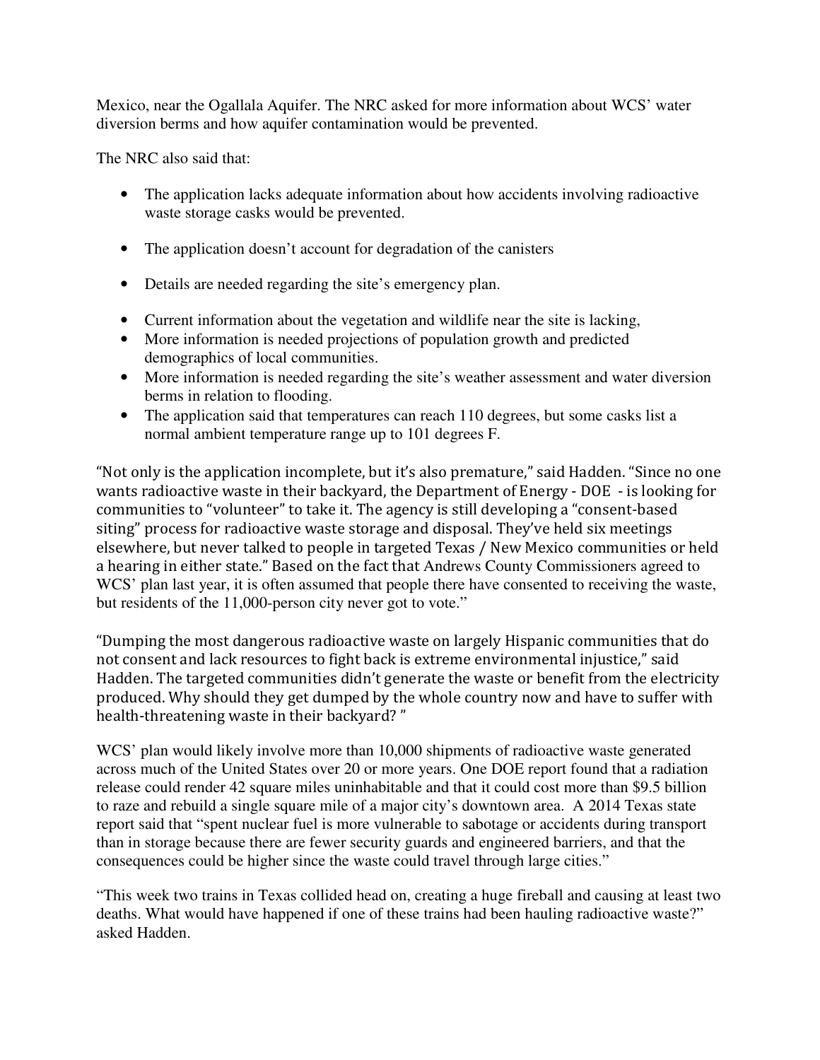Mexico, near the Ogallala Aquifer. The NRC asked for more information about WCS' water diversion berms and how aquifer contamination would be prevented.

The NRC also said that:

- The application lacks adequate information about how accidents involving radioactive waste storage casks would be prevented.
- The application doesn't account for degradation of the canisters
- Details are needed regarding the site's emergency plan.
- Current information about the vegetation and wildlife near the site is lacking,
- More information is needed projections of population growth and predicted demographics of local communities.
- More information is needed regarding the site's weather assessment and water diversion berms in relation to flooding.
- The application said that temperatures can reach 110 degrees, but some casks list a normal ambient temperature range up to 101 degrees F.

"Not only is the application incomplete, but it's also premature," said Hadden. "Since no one wants radioactive waste in their backyard, the Department of Energy - DOE - is looking for communities to "volunteer" to take it. The agency is still developing a "consent-based siting" process for radioactive waste storage and disposal. They've held six meetings elsewhere, but never talked to people in targeted Texas / New Mexico communities or held a hearing in either state." Based on the fact that Andrews County Commissioners agreed to WCS' plan last year, it is often assumed that people there have consented to receiving the waste, but residents of the 11,000-person city never got to vote."

"Dumping the most dangerous radioactive waste on largely Hispanic communities that do not consent and lack resources to fight back is extreme environmental injustice," said Hadden. The targeted communities didn't generate the waste or benefit from the electricity produced. Why should they get dumped by the whole country now and have to suffer with health-threatening waste in their backyard? "

WCS' plan would likely involve more than 10,000 shipments of radioactive waste generated across much of the United States over 20 or more years. One DOE report found that a radiation release could render 42 square miles uninhabitable and that it could cost more than $9.5 billion to raze and rebuild a single square mile of a major city's downtown area. A 2014 Texas state report said that "spent nuclear fuel is more vulnerable to sabotage or accidents during transport than in storage because there are fewer security guards and engineered barriers, and that the consequences could be higher since the waste could travel through large cities."

"This week two trains in Texas collided head on, creating a huge fireball and causing at least two deaths. What would have happened if one of these trains had been hauling radioactive waste?" asked Hadden.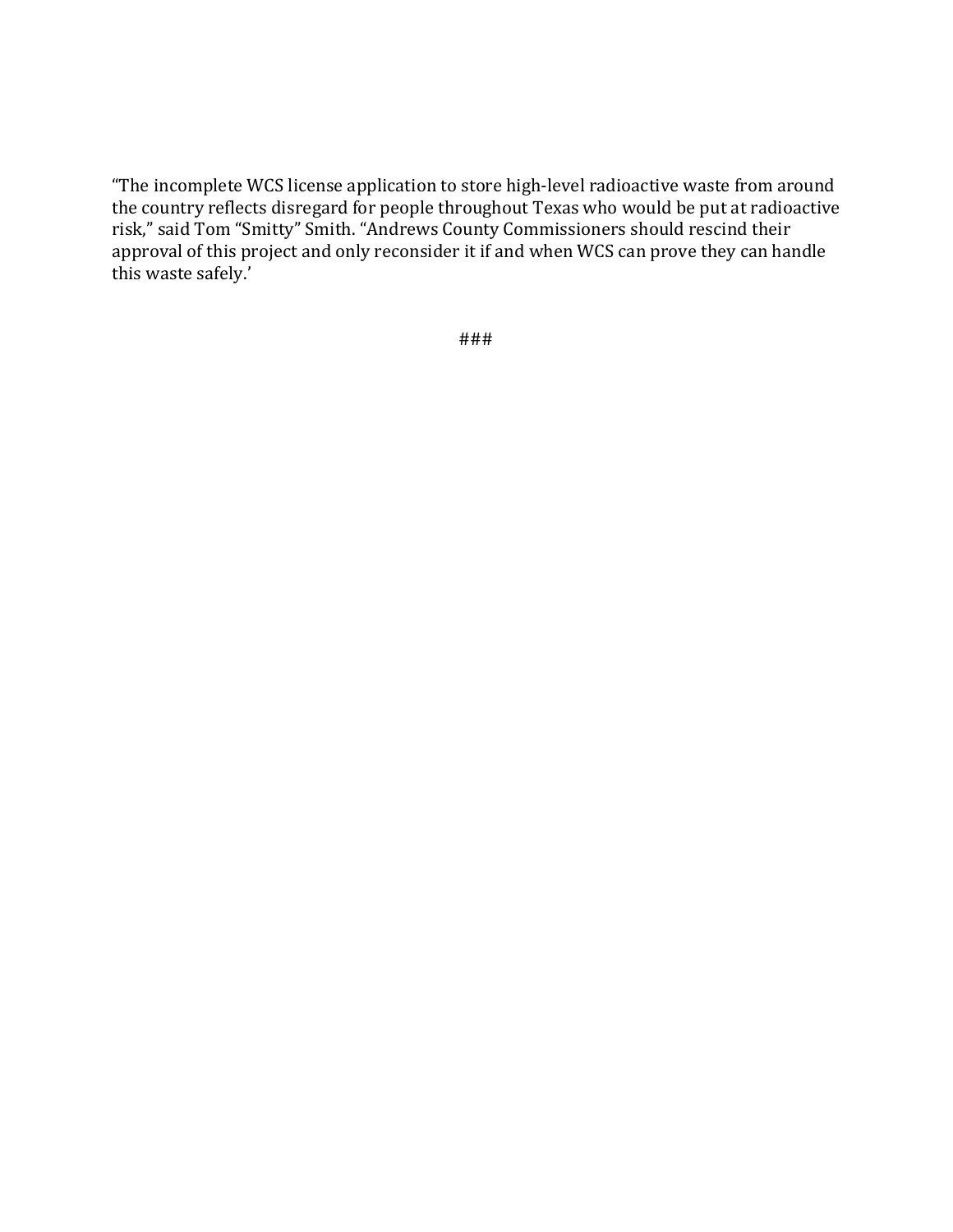"The incomplete WCS license application to store high-level radioactive waste from around the country reflects disregard for people throughout Texas who would be put at radioactive risk," said Tom "Smitty" Smith. "Andrews County Commissioners should rescind their approval of this project and only reconsider it if and when WCS can prove they can handle this waste safely.'

###